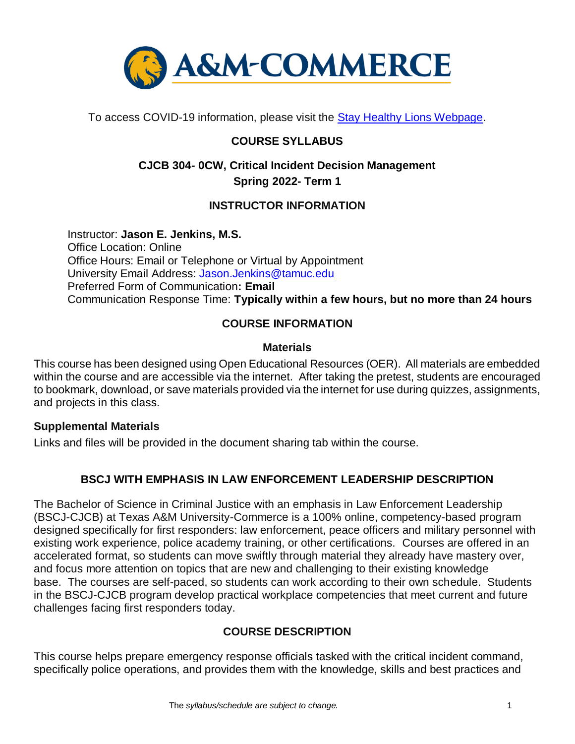A&M-COMMERCE

To access COVID-19 information, please visit the [Stay Healthy Lions Webpage](#).

# COURSE SYLLABUS

## CJCB 304- 0CW, Critical Incident Decision Management
## Spring 2022- Term 1

## INSTRUCTOR INFORMATION

Instructor: **Jason E. Jenkins, M.S.**
Office Location: Online
Office Hours: Email or Telephone or Virtual by Appointment
University Email Address: Jason.Jenkins@tamuc.edu
Preferred Form of Communication**: Email**
Communication Response Time: **Typically within a few hours, but no more than 24 hours**

## COURSE INFORMATION

### Materials

This course has been designed using Open Educational Resources (OER). All materials are embedded within the course and are accessible via the internet. After taking the pretest, students are encouraged to bookmark, download, or save materials provided via the internet for use during quizzes, assignments, and projects in this class.

### Supplemental Materials

Links and files will be provided in the document sharing tab within the course.

## BSCJ WITH EMPHASIS IN LAW ENFORCEMENT LEADERSHIP DESCRIPTION

The Bachelor of Science in Criminal Justice with an emphasis in Law Enforcement Leadership (BSCJ-CJCB) at Texas A&M University-Commerce is a 100% online, competency-based program designed specifically for first responders: law enforcement, peace officers and military personnel with existing work experience, police academy training, or other certifications. Courses are offered in an accelerated format, so students can move swiftly through material they already have mastery over, and focus more attention on topics that are new and challenging to their existing knowledge base. The courses are self-paced, so students can work according to their own schedule. Students in the BSCJ-CJCB program develop practical workplace competencies that meet current and future challenges facing first responders today.

## COURSE DESCRIPTION

This course helps prepare emergency response officials tasked with the critical incident command, specifically police operations, and provides them with the knowledge, skills and best practices and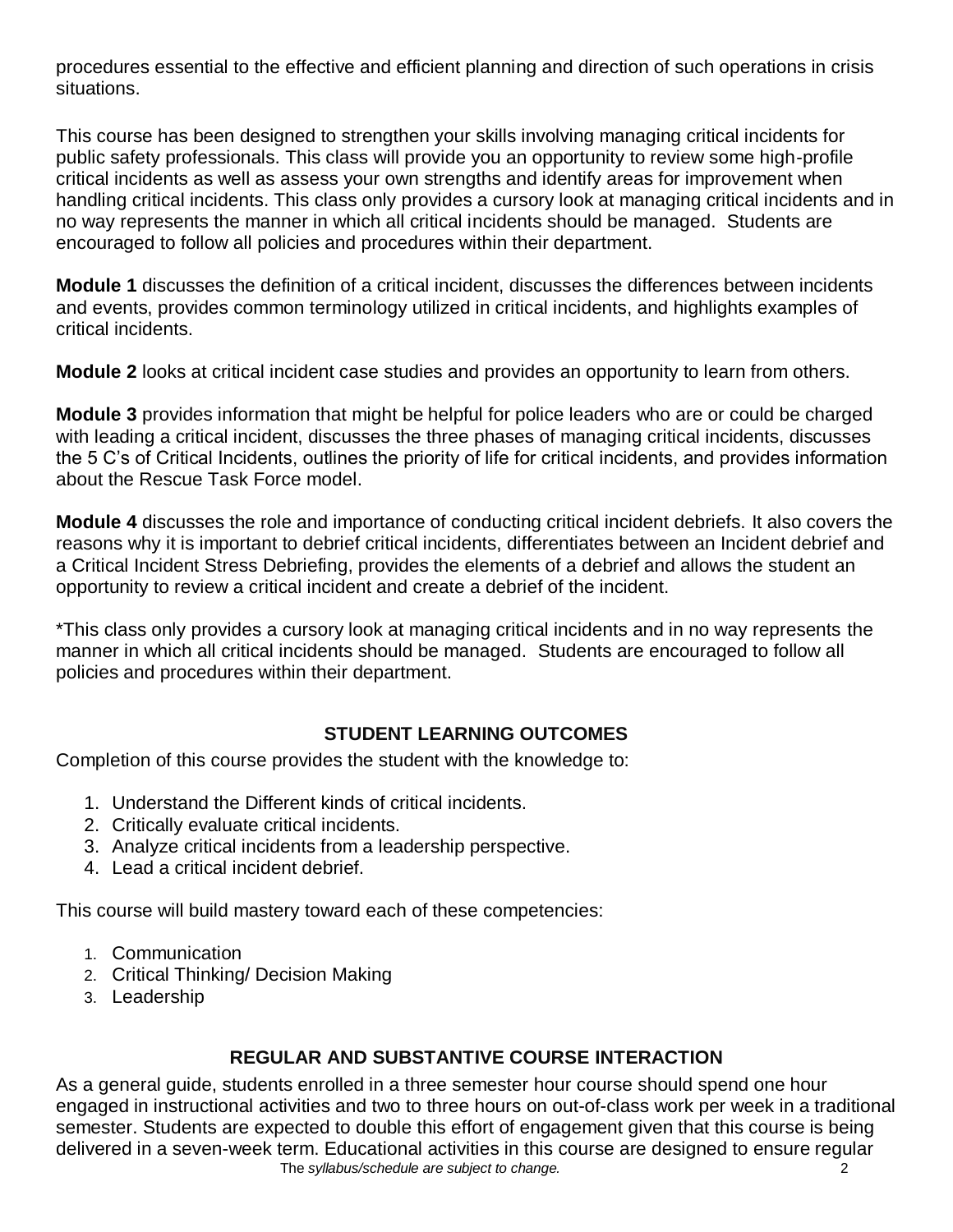procedures essential to the effective and efficient planning and direction of such operations in crisis situations.

This course has been designed to strengthen your skills involving managing critical incidents for public safety professionals. This class will provide you an opportunity to review some high-profile critical incidents as well as assess your own strengths and identify areas for improvement when handling critical incidents. This class only provides a cursory look at managing critical incidents and in no way represents the manner in which all critical incidents should be managed. Students are encouraged to follow all policies and procedures within their department.

**Module 1** discusses the definition of a critical incident, discusses the differences between incidents and events, provides common terminology utilized in critical incidents, and highlights examples of critical incidents.

**Module 2** looks at critical incident case studies and provides an opportunity to learn from others.

**Module 3** provides information that might be helpful for police leaders who are or could be charged with leading a critical incident, discusses the three phases of managing critical incidents, discusses the 5 C's of Critical Incidents, outlines the priority of life for critical incidents, and provides information about the Rescue Task Force model.

**Module 4** discusses the role and importance of conducting critical incident debriefs. It also covers the reasons why it is important to debrief critical incidents, differentiates between an Incident debrief and a Critical Incident Stress Debriefing, provides the elements of a debrief and allows the student an opportunity to review a critical incident and create a debrief of the incident.

*This class only provides a cursory look at managing critical incidents and in no way represents the manner in which all critical incidents should be managed. Students are encouraged to follow all policies and procedures within their department.

## STUDENT LEARNING OUTCOMES

Completion of this course provides the student with the knowledge to:

1. Understand the Different kinds of critical incidents.
2. Critically evaluate critical incidents.
3. Analyze critical incidents from a leadership perspective.
4. Lead a critical incident debrief.

This course will build mastery toward each of these competencies:

1. Communication
2. Critical Thinking/ Decision Making
3. Leadership

## REGULAR AND SUBSTANTIVE COURSE INTERACTION

As a general guide, students enrolled in a three semester hour course should spend one hour engaged in instructional activities and two to three hours on out-of-class work per week in a traditional semester. Students are expected to double this effort of engagement given that this course is being delivered in a seven-week term. Educational activities in this course are designed to ensure regular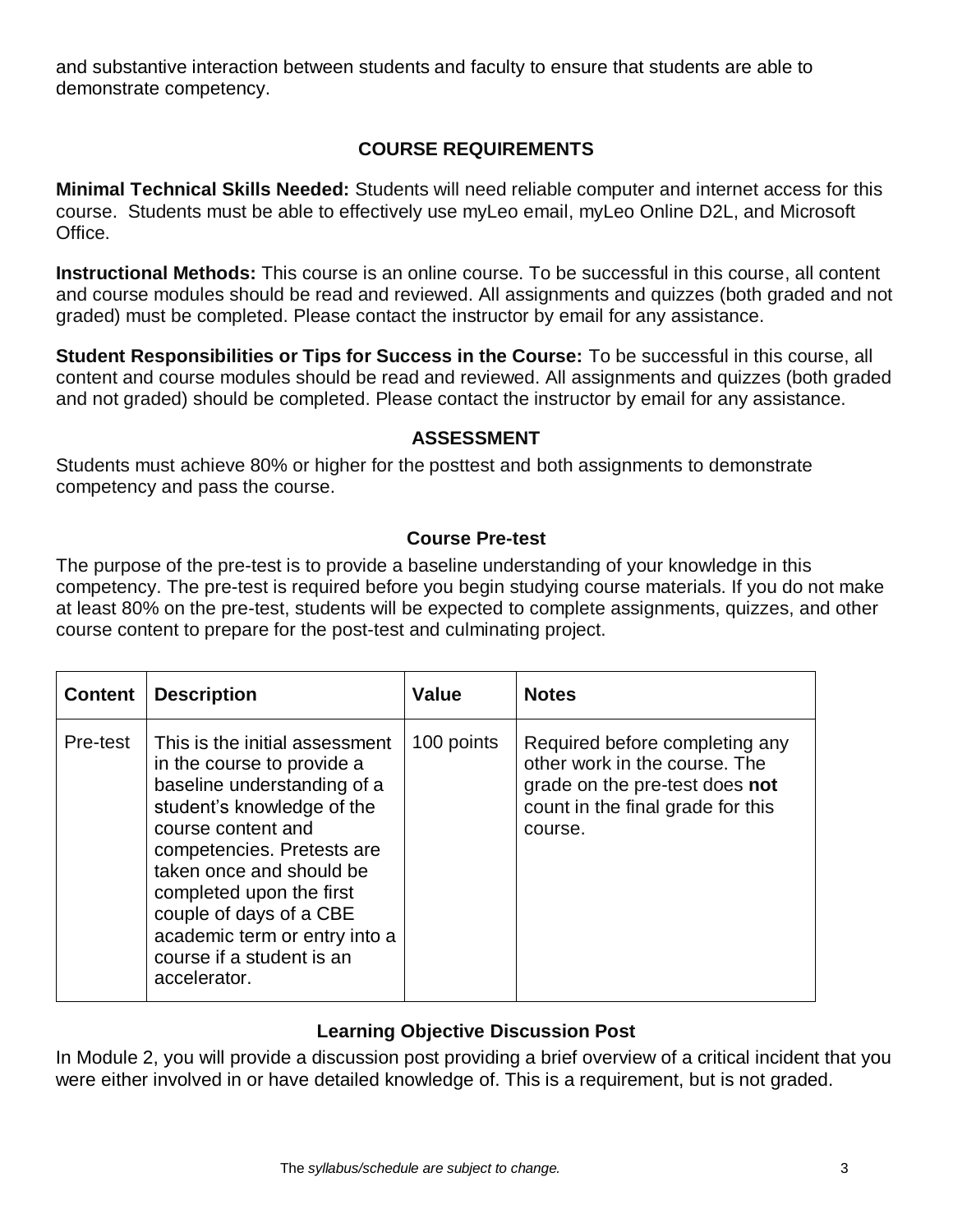and substantive interaction between students and faculty to ensure that students are able to demonstrate competency.

## COURSE REQUIREMENTS

**Minimal Technical Skills Needed:** Students will need reliable computer and internet access for this course. Students must be able to effectively use myLeo email, myLeo Online D2L, and Microsoft Office.

**Instructional Methods:** This course is an online course. To be successful in this course, all content and course modules should be read and reviewed. All assignments and quizzes (both graded and not graded) must be completed. Please contact the instructor by email for any assistance.

**Student Responsibilities or Tips for Success in the Course:** To be successful in this course, all content and course modules should be read and reviewed. All assignments and quizzes (both graded and not graded) should be completed. Please contact the instructor by email for any assistance.

## ASSESSMENT

Students must achieve 80% or higher for the posttest and both assignments to demonstrate competency and pass the course.

### Course Pre-test

The purpose of the pre-test is to provide a baseline understanding of your knowledge in this competency. The pre-test is required before you begin studying course materials. If you do not make at least 80% on the pre-test, students will be expected to complete assignments, quizzes, and other course content to prepare for the post-test and culminating project.

| Content | Description | Value | Notes |
|---|---|---|---|
| Pre-test | This is the initial assessment in the course to provide a baseline understanding of a student's knowledge of the course content and competencies. Pretests are taken once and should be completed upon the first couple of days of a CBE academic term or entry into a course if a student is an accelerator. | 100 points | Required before completing any other work in the course. The grade on the pre-test does **not** count in the final grade for this course. |

### Learning Objective Discussion Post

In Module 2, you will provide a discussion post providing a brief overview of a critical incident that you were either involved in or have detailed knowledge of. This is a requirement, but is not graded.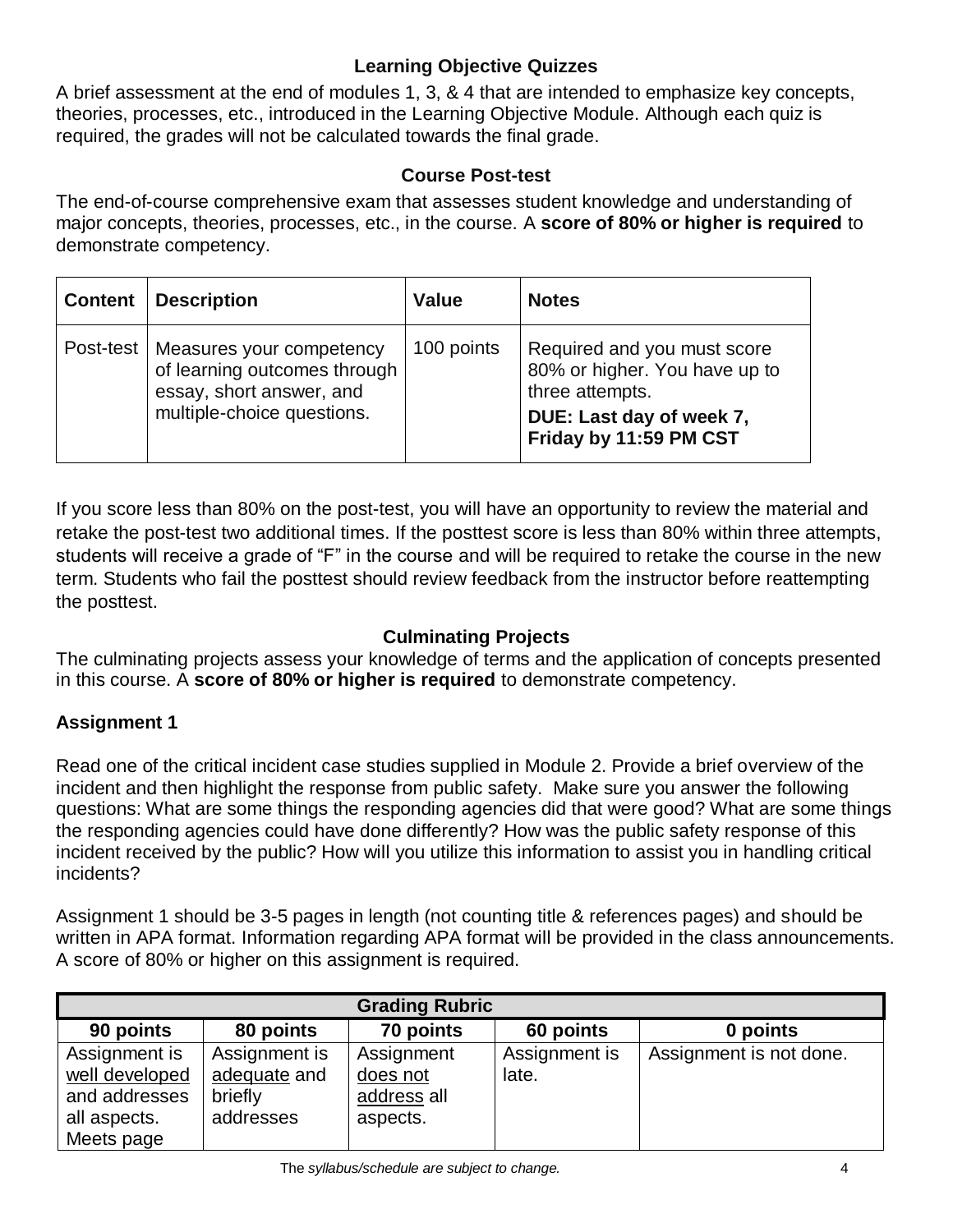### Learning Objective Quizzes

A brief assessment at the end of modules 1, 3, & 4 that are intended to emphasize key concepts, theories, processes, etc., introduced in the Learning Objective Module. Although each quiz is required, the grades will not be calculated towards the final grade.

### Course Post-test

The end-of-course comprehensive exam that assesses student knowledge and understanding of major concepts, theories, processes, etc., in the course. A **score of 80% or higher is required** to demonstrate competency.

| Content | Description | Value | Notes |
|---|---|---|---|
| Post-test | Measures your competency of learning outcomes through essay, short answer, and multiple-choice questions. | 100 points | Required and you must score 80% or higher. You have up to three attempts. **DUE: Last day of week 7, Friday by 11:59 PM CST** |

If you score less than 80% on the post-test, you will have an opportunity to review the material and retake the post-test two additional times. If the posttest score is less than 80% within three attempts, students will receive a grade of "F" in the course and will be required to retake the course in the new term. Students who fail the posttest should review feedback from the instructor before reattempting the posttest.

### Culminating Projects

The culminating projects assess your knowledge of terms and the application of concepts presented in this course. A **score of 80% or higher is required** to demonstrate competency.

**Assignment 1**

Read one of the critical incident case studies supplied in Module 2. Provide a brief overview of the incident and then highlight the response from public safety. Make sure you answer the following questions: What are some things the responding agencies did that were good? What are some things the responding agencies could have done differently? How was the public safety response of this incident received by the public? How will you utilize this information to assist you in handling critical incidents?

Assignment 1 should be 3-5 pages in length (not counting title & references pages) and should be written in APA format. Information regarding APA format will be provided in the class announcements. A score of 80% or higher on this assignment is required.

| Grading Rubric | | | | |
|---|---|---|---|---|
| **90 points** | **80 points** | **70 points** | **60 points** | **0 points** |
| Assignment is well developed and addresses all aspects. Meets page | Assignment is adequate and briefly addresses | Assignment does not address all aspects. | Assignment is late. | Assignment is not done. |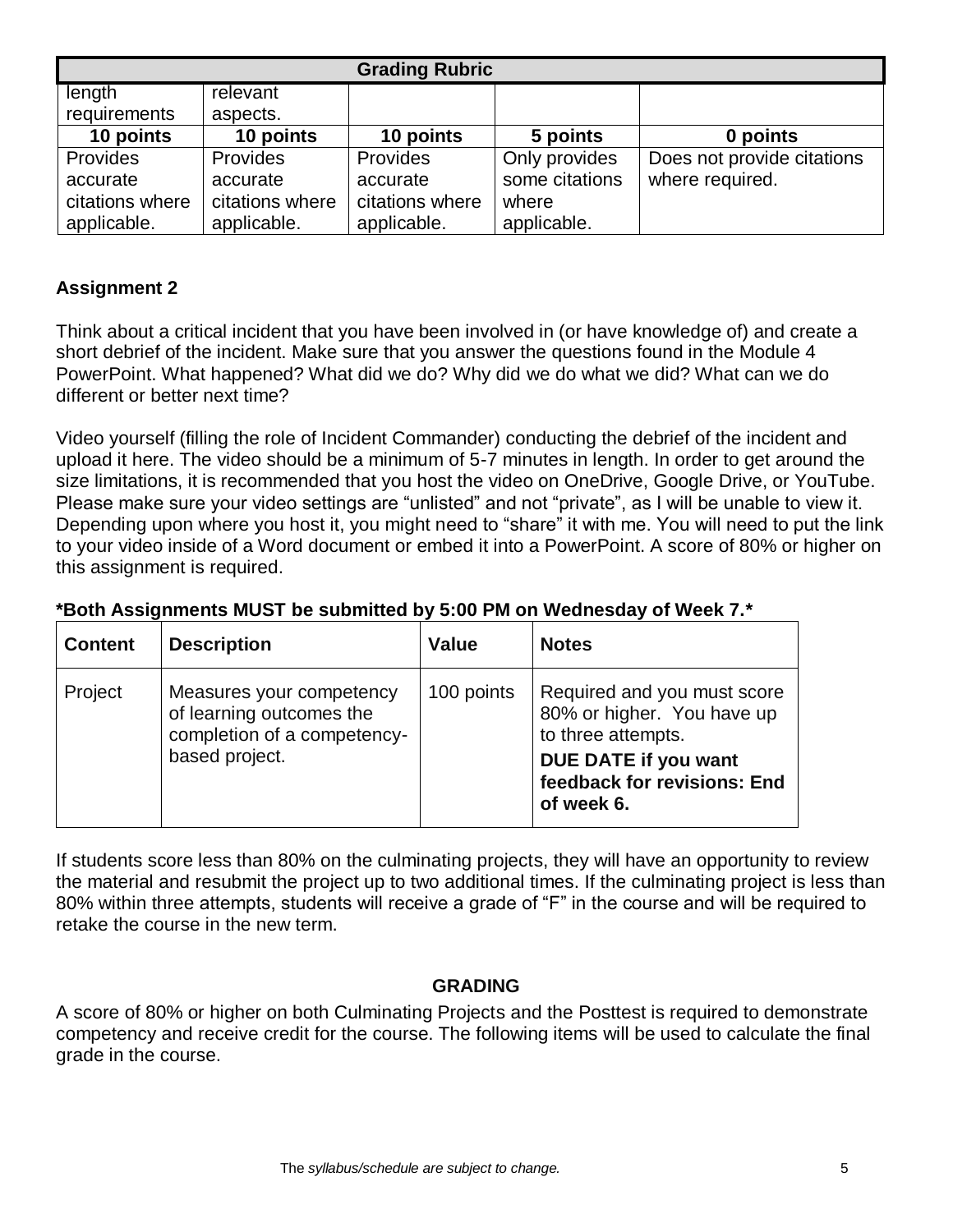| Grading Rubric | | | | |
|---|---|---|---|---|
| length requirements | relevant aspects. | | | |
| **10 points** | **10 points** | **10 points** | **5 points** | **0 points** |
| Provides accurate citations where applicable. | Provides accurate citations where applicable. | Provides accurate citations where applicable. | Only provides some citations where applicable. | Does not provide citations where required. |

**Assignment 2**

Think about a critical incident that you have been involved in (or have knowledge of) and create a short debrief of the incident. Make sure that you answer the questions found in the Module 4 PowerPoint. What happened? What did we do? Why did we do what we did? What can we do different or better next time?

Video yourself (filling the role of Incident Commander) conducting the debrief of the incident and upload it here. The video should be a minimum of 5-7 minutes in length. In order to get around the size limitations, it is recommended that you host the video on OneDrive, Google Drive, or YouTube. Please make sure your video settings are "unlisted" and not "private", as I will be unable to view it. Depending upon where you host it, you might need to "share" it with me. You will need to put the link to your video inside of a Word document or embed it into a PowerPoint. A score of 80% or higher on this assignment is required.

**\*Both Assignments MUST be submitted by 5:00 PM on Wednesday of Week 7.\***

| Content | Description | Value | Notes |
|---|---|---|---|
| Project | Measures your competency of learning outcomes the completion of a competency-based project. | 100 points | Required and you must score 80% or higher. You have up to three attempts. **DUE DATE if you want feedback for revisions: End of week 6.** |

If students score less than 80% on the culminating projects, they will have an opportunity to review the material and resubmit the project up to two additional times. If the culminating project is less than 80% within three attempts, students will receive a grade of "F" in the course and will be required to retake the course in the new term.

## GRADING

A score of 80% or higher on both Culminating Projects and the Posttest is required to demonstrate competency and receive credit for the course. The following items will be used to calculate the final grade in the course.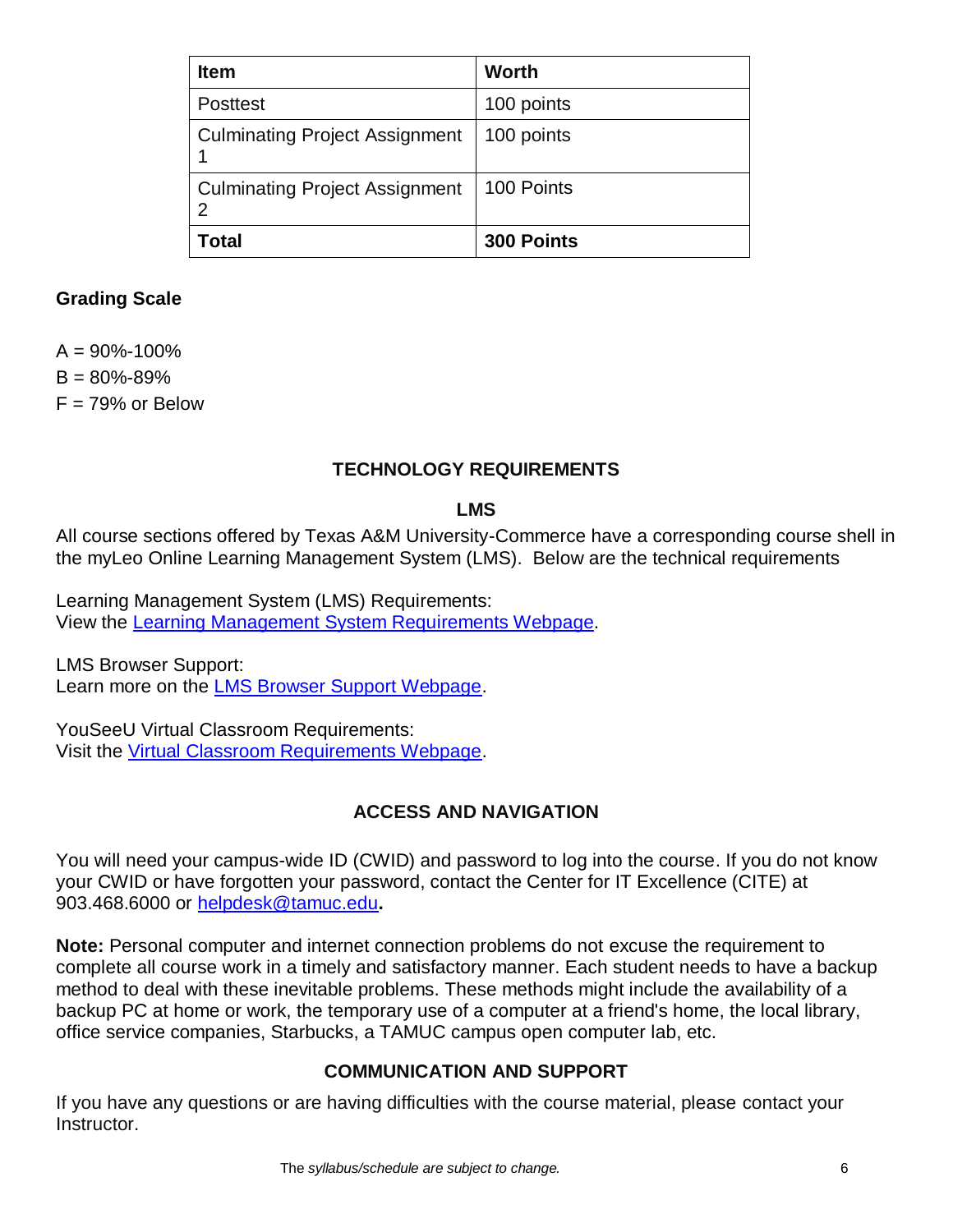| Item | Worth |
|---|---|
| Posttest | 100 points |
| Culminating Project Assignment 1 | 100 points |
| Culminating Project Assignment 2 | 100 Points |
| **Total** | **300 Points** |

### Grading Scale

A = 90%-100%
B = 80%-89%
F = 79% or Below

## TECHNOLOGY REQUIREMENTS

### LMS

All course sections offered by Texas A&M University-Commerce have a corresponding course shell in the myLeo Online Learning Management System (LMS). Below are the technical requirements

Learning Management System (LMS) Requirements:
View the Learning Management System Requirements Webpage.

LMS Browser Support:
Learn more on the LMS Browser Support Webpage.

YouSeeU Virtual Classroom Requirements:
Visit the Virtual Classroom Requirements Webpage.

## ACCESS AND NAVIGATION

You will need your campus-wide ID (CWID) and password to log into the course. If you do not know your CWID or have forgotten your password, contact the Center for IT Excellence (CITE) at 903.468.6000 or helpdesk@tamuc.edu**.**

**Note:** Personal computer and internet connection problems do not excuse the requirement to complete all course work in a timely and satisfactory manner. Each student needs to have a backup method to deal with these inevitable problems. These methods might include the availability of a backup PC at home or work, the temporary use of a computer at a friend's home, the local library, office service companies, Starbucks, a TAMUC campus open computer lab, etc.

## COMMUNICATION AND SUPPORT

If you have any questions or are having difficulties with the course material, please contact your Instructor.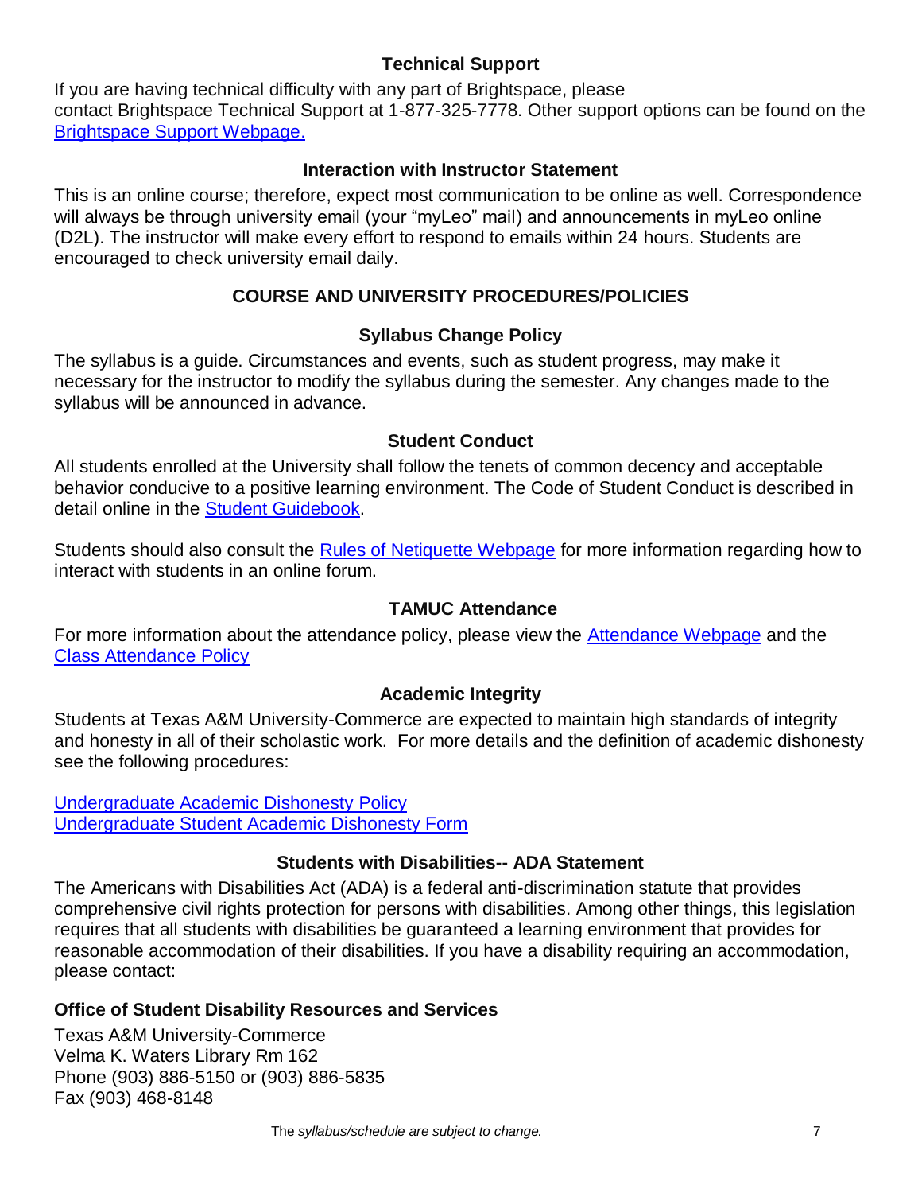### Technical Support

If you are having technical difficulty with any part of Brightspace, please contact Brightspace Technical Support at 1-877-325-7778. Other support options can be found on the [Brightspace Support Webpage.]()

### Interaction with Instructor Statement

This is an online course; therefore, expect most communication to be online as well. Correspondence will always be through university email (your "myLeo" mail) and announcements in myLeo online (D2L). The instructor will make every effort to respond to emails within 24 hours. Students are encouraged to check university email daily.

## COURSE AND UNIVERSITY PROCEDURES/POLICIES

### Syllabus Change Policy

The syllabus is a guide. Circumstances and events, such as student progress, may make it necessary for the instructor to modify the syllabus during the semester. Any changes made to the syllabus will be announced in advance.

### Student Conduct

All students enrolled at the University shall follow the tenets of common decency and acceptable behavior conducive to a positive learning environment. The Code of Student Conduct is described in detail online in the [Student Guidebook]().

Students should also consult the [Rules of Netiquette Webpage]() for more information regarding how to interact with students in an online forum.

### TAMUC Attendance

For more information about the attendance policy, please view the [Attendance Webpage]() and the [Class Attendance Policy]()

### Academic Integrity

Students at Texas A&M University-Commerce are expected to maintain high standards of integrity and honesty in all of their scholastic work. For more details and the definition of academic dishonesty see the following procedures:

[Undergraduate Academic Dishonesty Policy]()
[Undergraduate Student Academic Dishonesty Form]()

### Students with Disabilities-- ADA Statement

The Americans with Disabilities Act (ADA) is a federal anti-discrimination statute that provides comprehensive civil rights protection for persons with disabilities. Among other things, this legislation requires that all students with disabilities be guaranteed a learning environment that provides for reasonable accommodation of their disabilities. If you have a disability requiring an accommodation, please contact:

**Office of Student Disability Resources and Services**

Texas A&M University-Commerce
Velma K. Waters Library Rm 162
Phone (903) 886-5150 or (903) 886-5835
Fax (903) 468-8148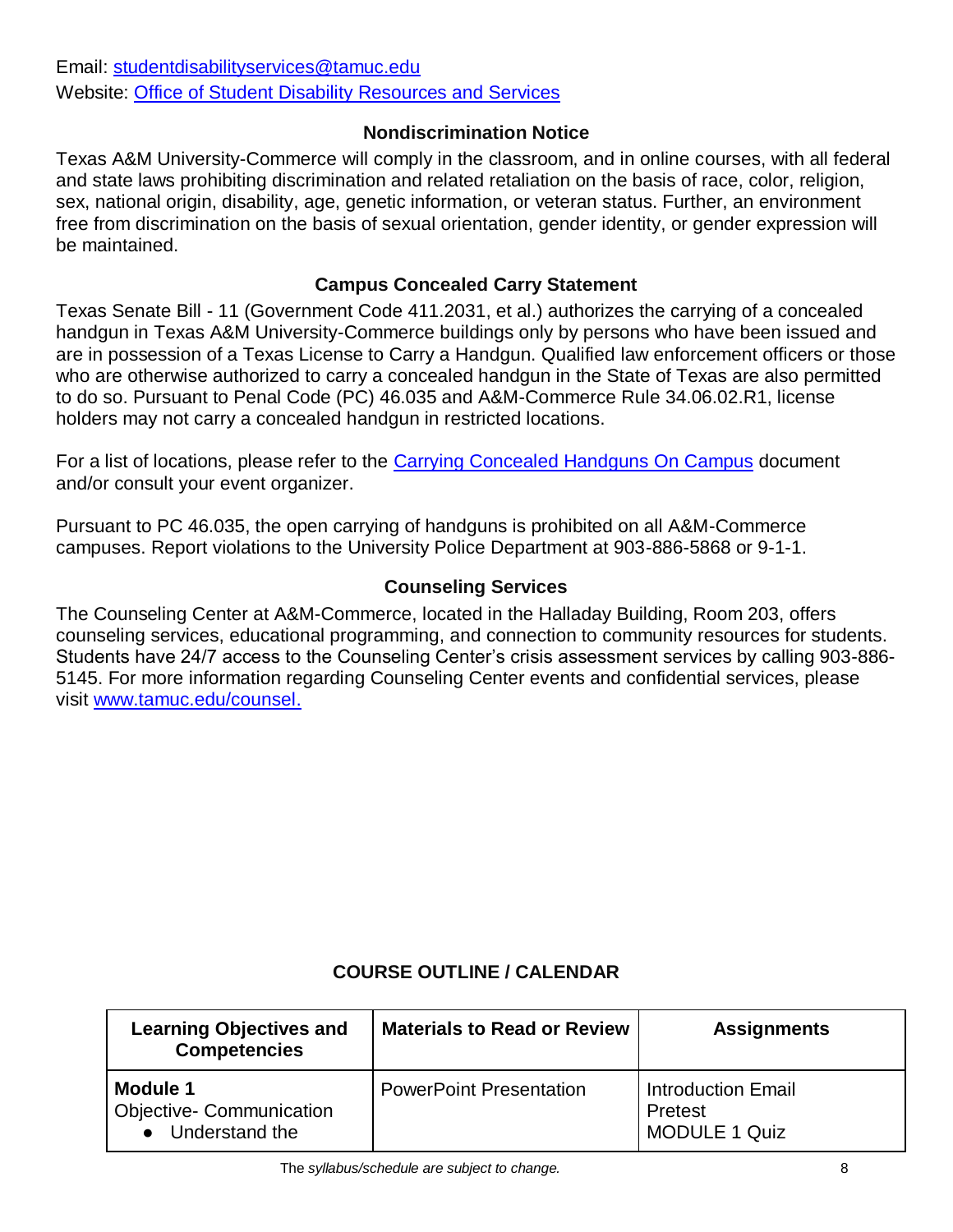Email: [studentdisabilityservices@tamuc.edu](mailto:studentdisabilityservices@tamuc.edu)
Website: [Office of Student Disability Resources and Services]()

### Nondiscrimination Notice

Texas A&M University-Commerce will comply in the classroom, and in online courses, with all federal and state laws prohibiting discrimination and related retaliation on the basis of race, color, religion, sex, national origin, disability, age, genetic information, or veteran status. Further, an environment free from discrimination on the basis of sexual orientation, gender identity, or gender expression will be maintained.

### Campus Concealed Carry Statement

Texas Senate Bill - 11 (Government Code 411.2031, et al.) authorizes the carrying of a concealed handgun in Texas A&M University-Commerce buildings only by persons who have been issued and are in possession of a Texas License to Carry a Handgun. Qualified law enforcement officers or those who are otherwise authorized to carry a concealed handgun in the State of Texas are also permitted to do so. Pursuant to Penal Code (PC) 46.035 and A&M-Commerce Rule 34.06.02.R1, license holders may not carry a concealed handgun in restricted locations.

For a list of locations, please refer to the [Carrying Concealed Handguns On Campus]() document and/or consult your event organizer.

Pursuant to PC 46.035, the open carrying of handguns is prohibited on all A&M-Commerce campuses. Report violations to the University Police Department at 903-886-5868 or 9-1-1.

### Counseling Services

The Counseling Center at A&M-Commerce, located in the Halladay Building, Room 203, offers counseling services, educational programming, and connection to community resources for students. Students have 24/7 access to the Counseling Center's crisis assessment services by calling 903-886-5145. For more information regarding Counseling Center events and confidential services, please visit [www.tamuc.edu/counsel.](http://www.tamuc.edu/counsel)

## COURSE OUTLINE / CALENDAR

| Learning Objectives and Competencies | Materials to Read or Review | Assignments |
|---|---|---|
| **Module 1**<br>Objective- Communication<br>• Understand the | PowerPoint Presentation | Introduction Email<br>Pretest<br>MODULE 1 Quiz |

*The syllabus/schedule are subject to change.*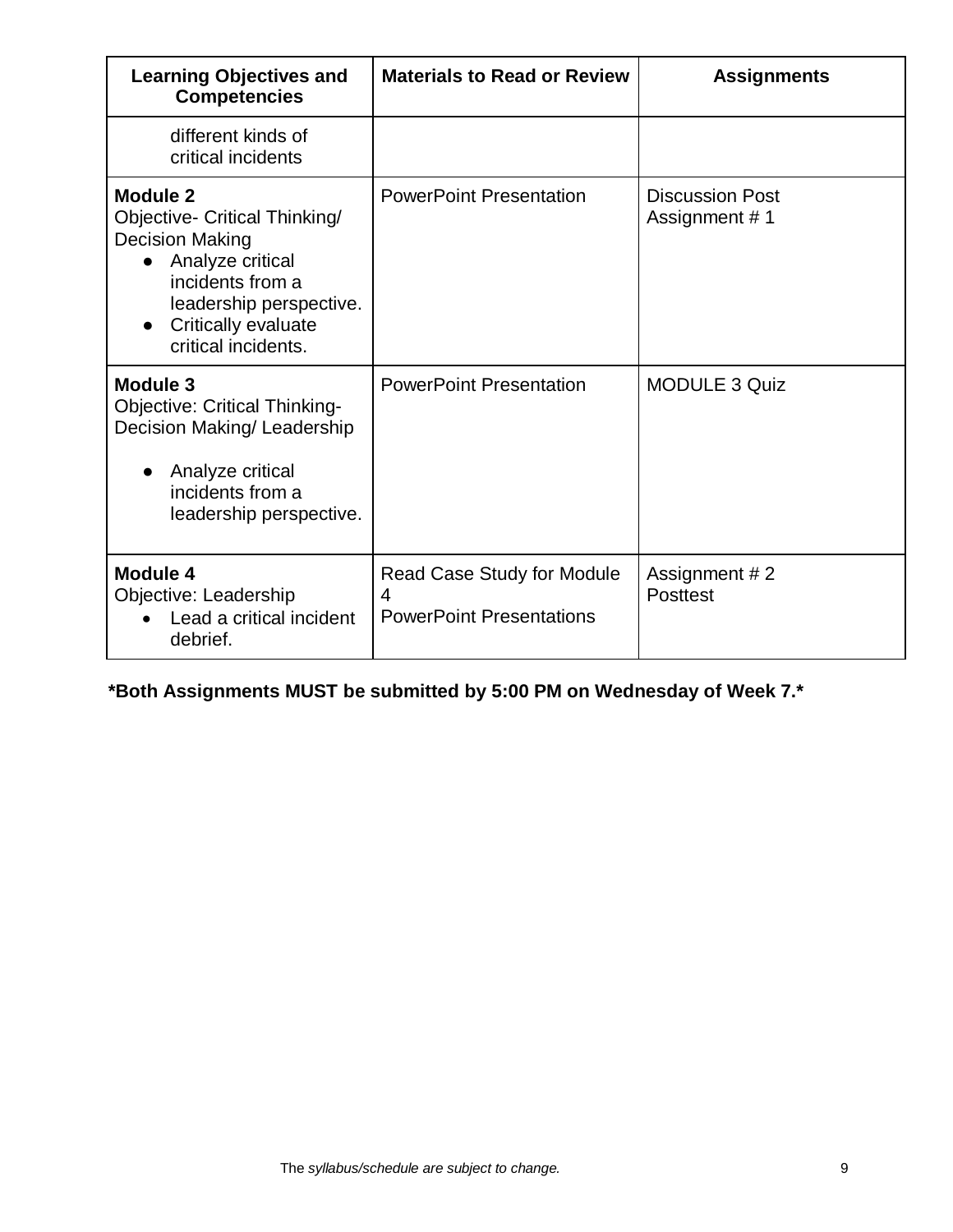| Learning Objectives and Competencies | Materials to Read or Review | Assignments |
|---|---|---|
| different kinds of critical incidents | | |
| **Module 2**<br>Objective- Critical Thinking/ Decision Making<br>• Analyze critical incidents from a leadership perspective.<br>• Critically evaluate critical incidents. | PowerPoint Presentation | Discussion Post Assignment # 1 |
| **Module 3**<br>Objective: Critical Thinking- Decision Making/ Leadership<br>• Analyze critical incidents from a leadership perspective. | PowerPoint Presentation | MODULE 3 Quiz |
| **Module 4**<br>Objective: Leadership<br>• Lead a critical incident debrief. | Read Case Study for Module 4<br>PowerPoint Presentations | Assignment # 2<br>Posttest |

**\*Both Assignments MUST be submitted by 5:00 PM on Wednesday of Week 7.\***